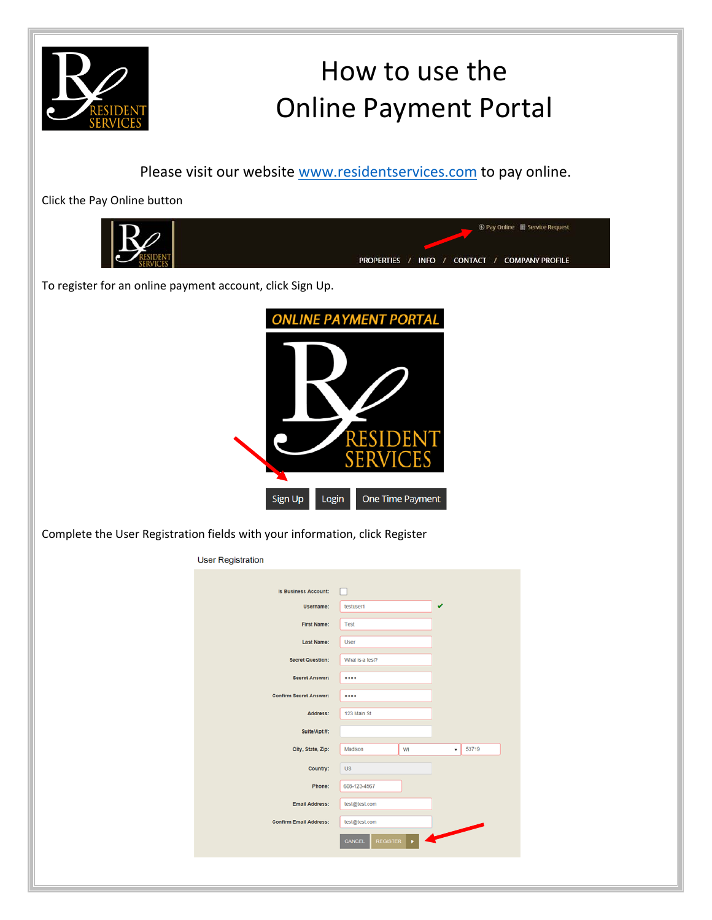# How to use the Online Payment Portal

Please visit our website www.residentservices.com to pay online.

Click the Pay Online button

To register for an online payment account, click Sign Up.

Complete the User Registration fields with your information, click Register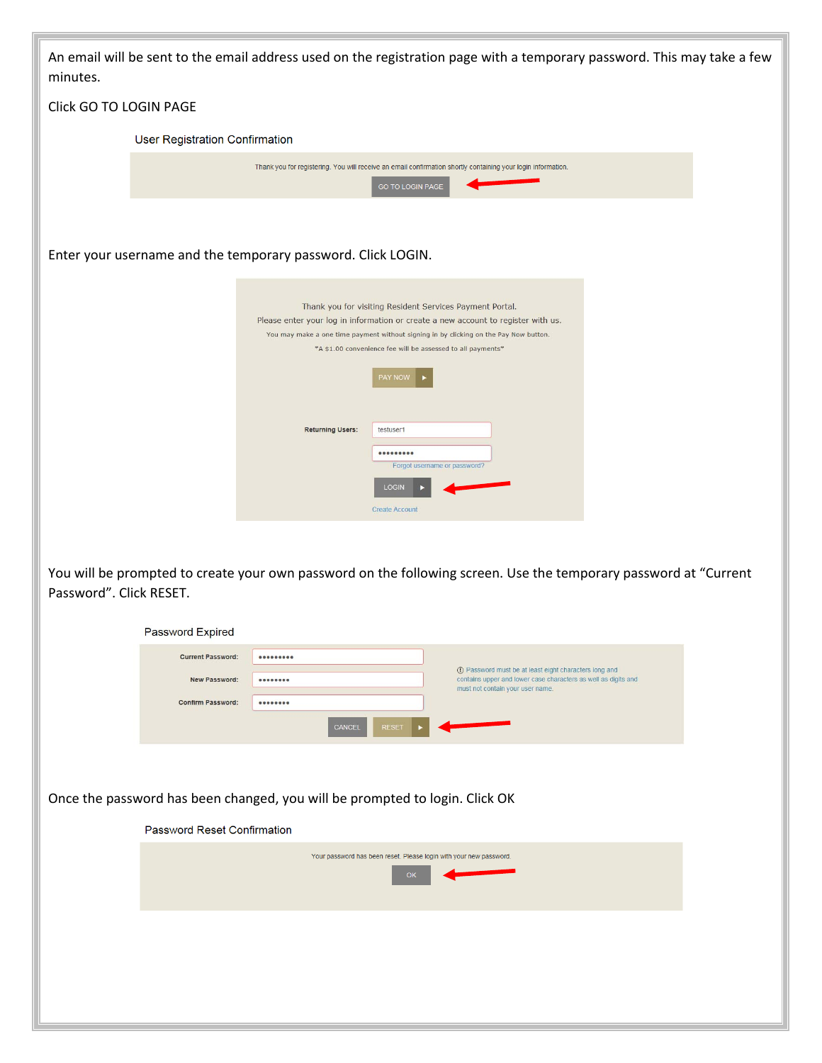An email will be sent to the email address used on the registration page with a temporary password. This may take a few minutes.

Click GO TO LOGIN PAGE

User Registration Confirmation

Thank you for registering. You will receive an email confirmation shortly containing your login information.

GO TO LOGIN PAGE

Enter your username and the temporary password. Click LOGIN.

Thank you for visiting Resident Services Payment Portal.
Please enter your log in information or create a new account to register with us.
You may make a one time payment without signing in by clicking on the Pay Now button.
"A $1.00 convenience fee will be assessed to all payments"

PAY NOW

Returning Users: testuser1

Forgot username or password?

LOGIN

Create Account

You will be prompted to create your own password on the following screen. Use the temporary password at "Current Password". Click RESET.

Password Expired

Current Password:

New Password:

Confirm Password:

Password must be at least eight characters long and contains upper and lower case characters as well as digits and must not contain your user name.

CANCEL RESET

Once the password has been changed, you will be prompted to login. Click OK

Password Reset Confirmation

Your password has been reset. Please login with your new password.

OK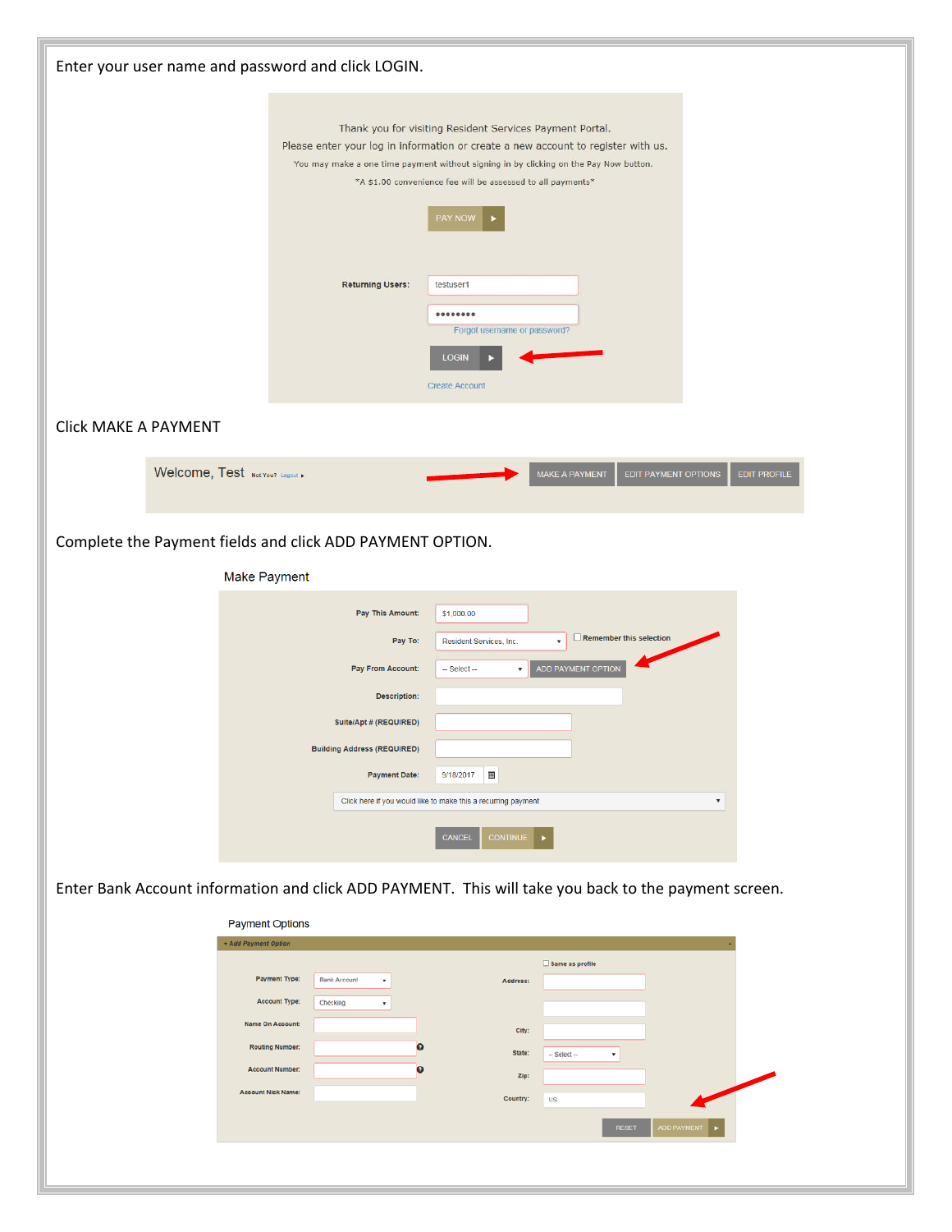Enter your user name and password and click LOGIN.

Thank you for visiting Resident Services Payment Portal.
Please enter your log in information or create a new account to register with us.
You may make a one time payment without signing in by clicking on the Pay Now button.
*A $1.00 convenience fee will be assessed to all payments*

PAY NOW

Returning Users: testuser1

••••••••

Forgot username or password?

LOGIN

Create Account

Click MAKE A PAYMENT

Welcome, Test Not You? Logout

MAKE A PAYMENT | EDIT PAYMENT OPTIONS | EDIT PROFILE

Complete the Payment fields and click ADD PAYMENT OPTION.

Make Payment

Pay This Amount: $1,000.00

Pay To: Resident Services, Inc. ☐ Remember this selection

Pay From Account: -- Select -- ADD PAYMENT OPTION

Description:

Suite/Apt # (REQUIRED)

Building Address (REQUIRED)

Payment Date: 9/18/2017

Click here if you would like to make this a recurring payment

CANCEL CONTINUE

Enter Bank Account information and click ADD PAYMENT. This will take you back to the payment screen.

Payment Options

+ Add Payment Option

Payment Type: Bank Account

Account Type: Checking

Name On Account:

Routing Number:

Account Number:

Account Nick Name:

☐ Same as profile

Address:

City:

State: -- Select --

Zip:

Country: US

RESET ADD PAYMENT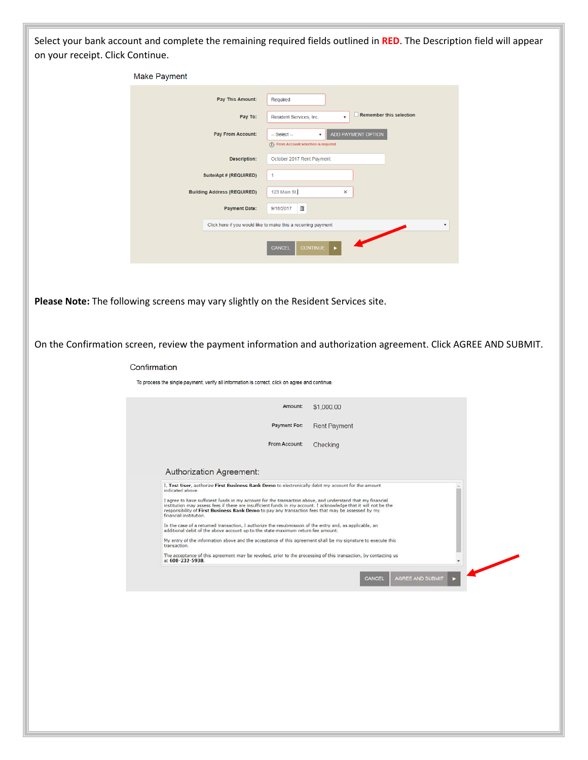Select your bank account and complete the remaining required fields outlined in **RED**. The Description field will appear on your receipt. Click Continue.

Make Payment

Pay This Amount: Required

Pay To: Resident Services, Inc. — Remember this selection

Pay From Account: -- Select -- — ADD PAYMENT OPTION

From Account selection is required

Description: October 2017 Rent Payment

Suite/Apt # (REQUIRED): 1

Building Address (REQUIRED): 123 Main St.

Payment Date: 9/18/2017

Click here if you would like to make this a recurring payment

CANCEL — CONTINUE

**Please Note:** The following screens may vary slightly on the Resident Services site.

On the Confirmation screen, review the payment information and authorization agreement. Click AGREE AND SUBMIT.

Confirmation

To process the single payment, verify all information is correct, click on agree and continue.

Amount: $1,000.00

Payment For: Rent Payment

From Account: Checking

Authorization Agreement:

I, **Test User**, authorize **First Business Bank Demo** to electronically debit my account for the amount indicated above.

I agree to have sufficient funds in my account for the transaction above, and understand that my financial institution may assess fees if there are insufficient funds in my account. I acknowledge that it will not be the responsibility of **First Business Bank Demo** to pay any transaction fees that may be assessed by my financial institution.

In the case of a returned transaction, I authorize the resubmission of the entry and, as applicable, an additional debit of the above account up to the state maximum return fee amount.

My entry of the information above and the acceptance of this agreement shall be my signature to execute this transaction.

The acceptance of this agreement may be revoked, prior to the processing of this transaction, by contacting us at **608-232-5938**.

CANCEL — AGREE AND SUBMIT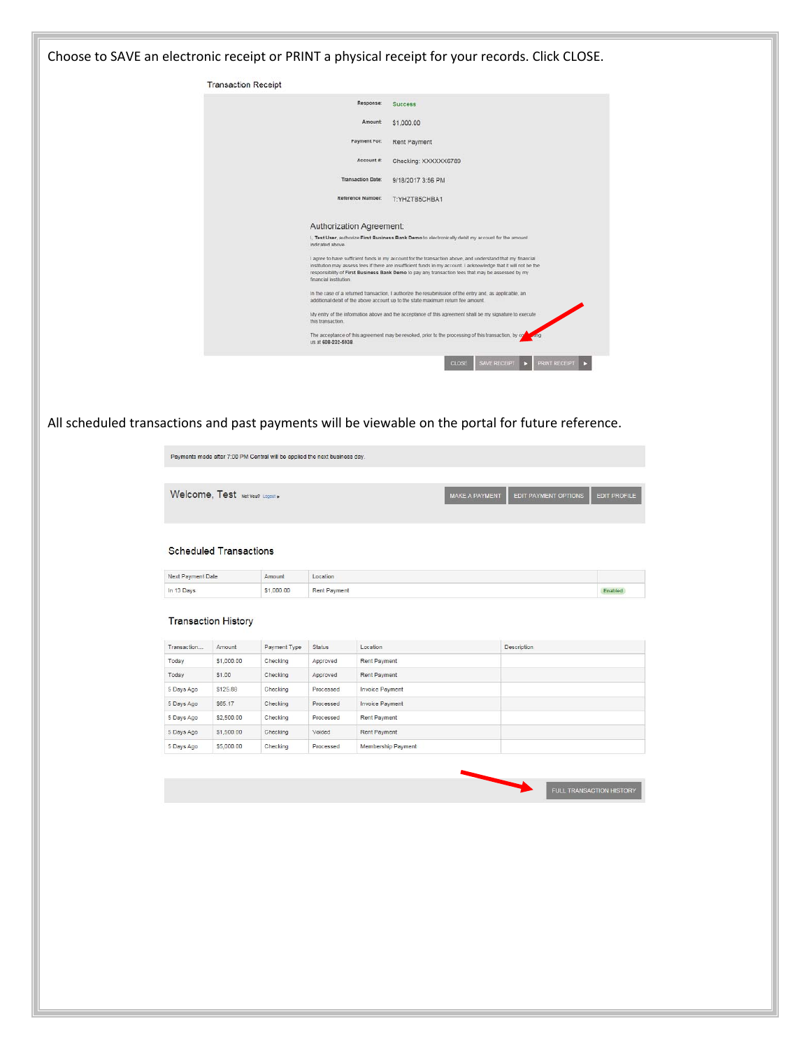Choose to SAVE an electronic receipt or PRINT a physical receipt for your records. Click CLOSE.

Transaction Receipt

| | |
|---|---|
| Response: | Success |
| Amount: | $1,000.00 |
| Payment For: | Rent Payment |
| Account #: | Checking: XXXXXX6789 |
| Transaction Date: | 9/18/2017 3:56 PM |
| Reference Number: | T:YHZT85CHBA1 |

Authorization Agreement:

I, **Test User**, authorize **First Business Bank Demo** to electronically debit my account for the amount indicated above.

I agree to have sufficient funds in my account for the transaction above, and understand that my financial institution may assess fees if there are insufficient funds in my account. I acknowledge that it will not be the responsibility of **First Business Bank Demo** to pay any transaction fees that may be assessed by my financial institution.

In the case of a returned transaction, I authorize the resubmission of the entry and, as applicable, an additional debit of the above account up to the state maximum return fee amount.

My entry of the information above and the acceptance of this agreement shall be my signature to execute this transaction.

The acceptance of this agreement may be revoked, prior to the processing of this transaction, by contacting us at **608-232-5938**.

CLOSE | SAVE RECEIPT ▶ | PRINT RECEIPT ▶

All scheduled transactions and past payments will be viewable on the portal for future reference.

Payments made after 7:00 PM Central will be applied the next business day.

Welcome, Test Not You? Logout ▸

MAKE A PAYMENT | EDIT PAYMENT OPTIONS | EDIT PROFILE

Scheduled Transactions

| Next Payment Date | Amount | Location | |
|---|---|---|---|
| In 13 Days | $1,000.00 | Rent Payment | Enabled |

Transaction History

| Transaction... | Amount | Payment Type | Status | Location | Description |
|---|---|---|---|---|---|
| Today | $1,000.00 | Checking | Approved | Rent Payment | |
| Today | $1.00 | Checking | Approved | Rent Payment | |
| 5 Days Ago | $125.88 | Checking | Processed | Invoice Payment | |
| 5 Days Ago | $65.17 | Checking | Processed | Invoice Payment | |
| 5 Days Ago | $2,500.00 | Checking | Processed | Rent Payment | |
| 5 Days Ago | $1,500.00 | Checking | Voided | Rent Payment | |
| 5 Days Ago | $5,000.00 | Checking | Processed | Membership Payment | |

FULL TRANSACTION HISTORY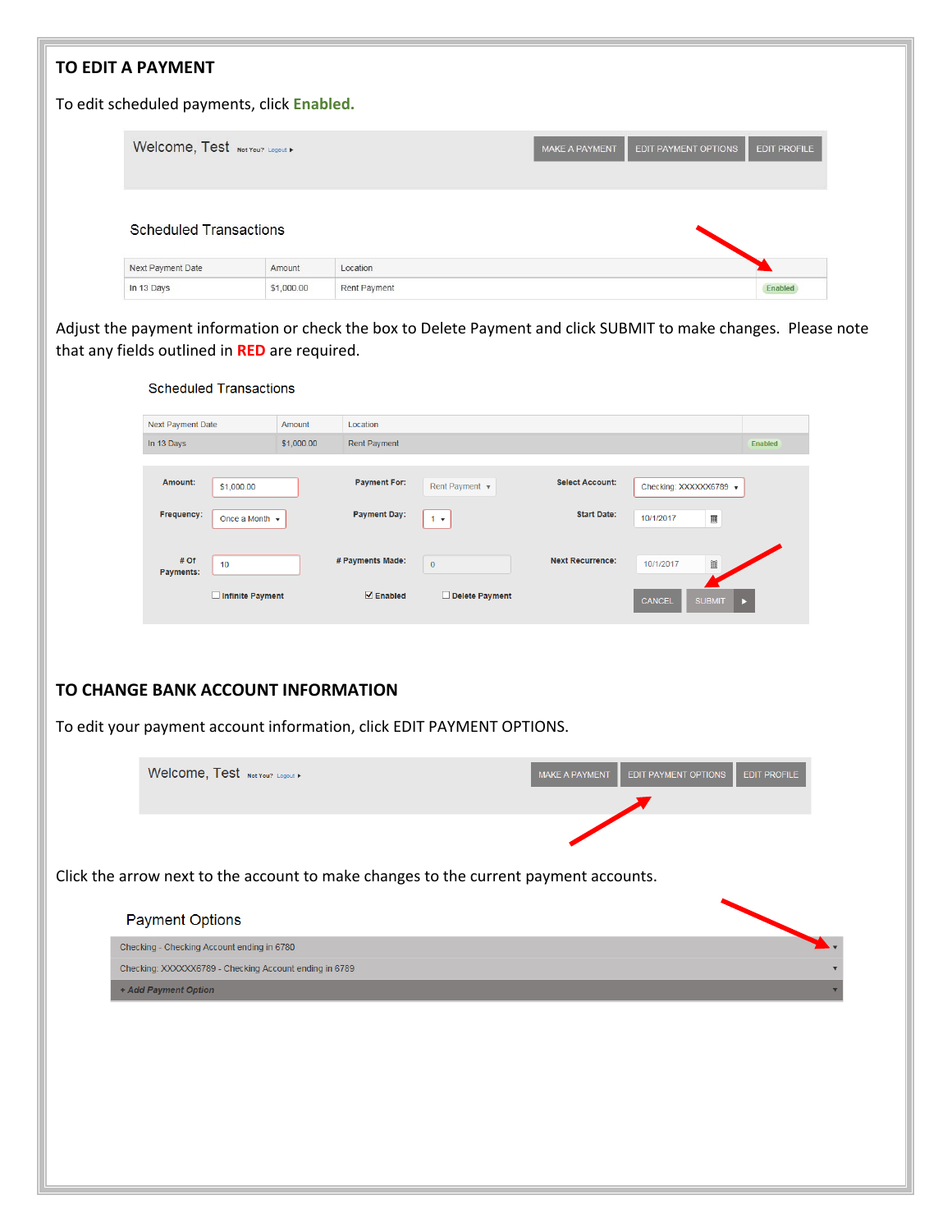## TO EDIT A PAYMENT

To edit scheduled payments, click **Enabled.**

Welcome, Test Not You? Logout ▸ | MAKE A PAYMENT | EDIT PAYMENT OPTIONS | EDIT PROFILE

Scheduled Transactions

| Next Payment Date | Amount | Location | |
|---|---|---|---|
| In 13 Days | $1,000.00 | Rent Payment | Enabled |

Adjust the payment information or check the box to Delete Payment and click SUBMIT to make changes. Please note that any fields outlined in **RED** are required.

Scheduled Transactions

| Next Payment Date | Amount | Location | |
|---|---|---|---|
| In 13 Days | $1,000.00 | Rent Payment | Enabled |

| | | | | | |
|---|---|---|---|---|---|
| Amount: | $1,000.00 | Payment For: | Rent Payment | Select Account: | Checking: XXXXXX6789 |
| Frequency: | Once a Month | Payment Day: | 1 | Start Date: | 10/1/2017 |
| # Of Payments: | 10 | # Payments Made: | 0 | Next Recurrence: | 10/1/2017 |

☐ Infinite Payment ☑ Enabled ☐ Delete Payment CANCEL SUBMIT

## TO CHANGE BANK ACCOUNT INFORMATION

To edit your payment account information, click EDIT PAYMENT OPTIONS.

Welcome, Test Not You? Logout ▸ | MAKE A PAYMENT | EDIT PAYMENT OPTIONS | EDIT PROFILE

Click the arrow next to the account to make changes to the current payment accounts.

Payment Options

- Checking - Checking Account ending in 6780 ▾
- Checking: XXXXXX6789 - Checking Account ending in 6789 ▾
- *+ Add Payment Option* ▾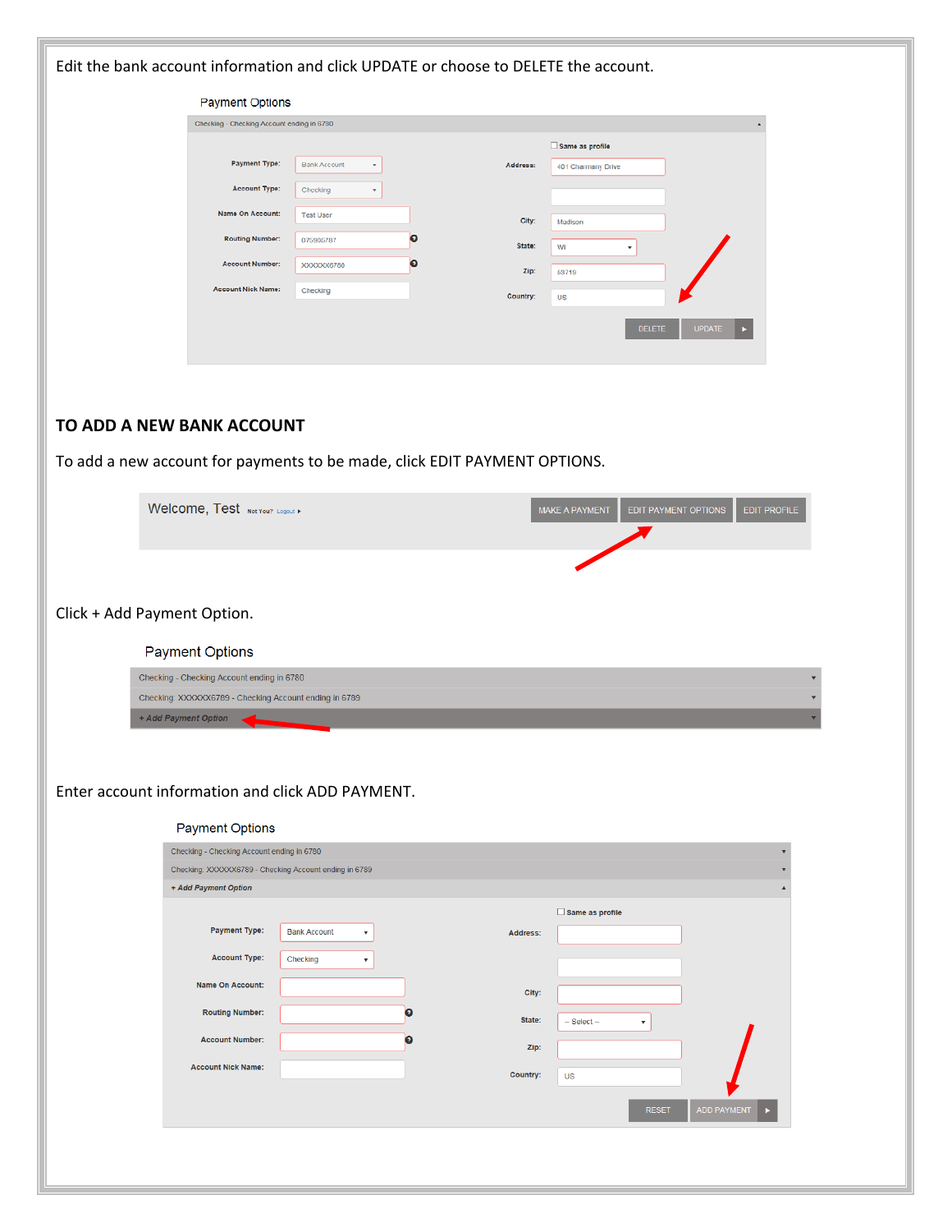Edit the bank account information and click UPDATE or choose to DELETE the account.

## TO ADD A NEW BANK ACCOUNT

To add a new account for payments to be made, click EDIT PAYMENT OPTIONS.

Click + Add Payment Option.

Enter account information and click ADD PAYMENT.